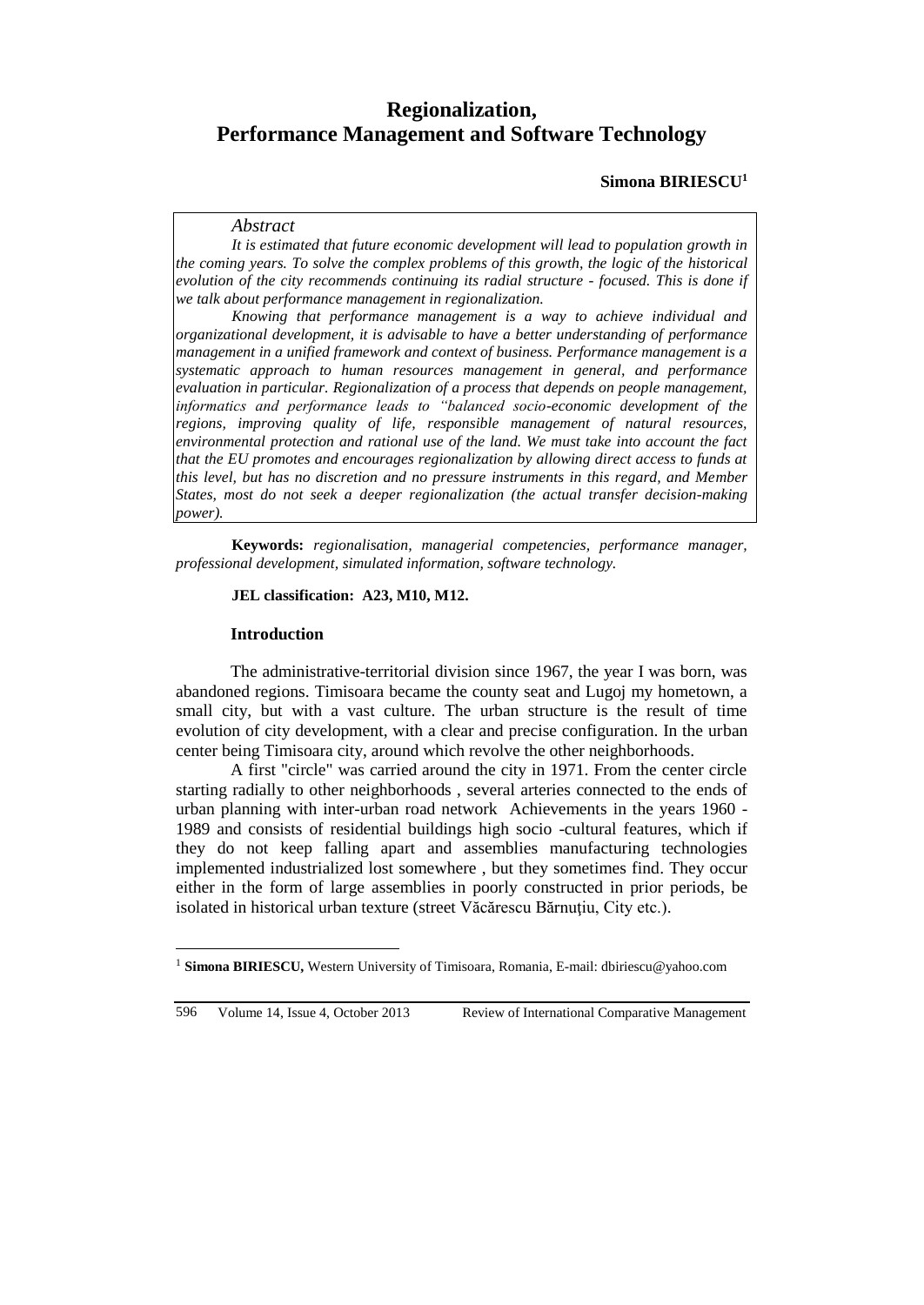# Regionalization, Performance Management and Software Technology

**Simona BIRIESCU**[1]

*Abstract*

*It is estimated that future economic development will lead to population growth in the coming years. To solve the complex problems of this growth, the logic of the historical evolution of the city recommends continuing its radial structure - focused. This is done if we talk about performance management in regionalization.*

*Knowing that performance management is a way to achieve individual and organizational development, it is advisable to have a better understanding of performance management in a unified framework and context of business. Performance management is a systematic approach to human resources management in general, and performance evaluation in particular. Regionalization of a process that depends on people management, informatics and performance leads to "balanced socio-economic development of the regions, improving quality of life, responsible management of natural resources, environmental protection and rational use of the land. We must take into account the fact that the EU promotes and encourages regionalization by allowing direct access to funds at this level, but has no discretion and no pressure instruments in this regard, and Member States, most do not seek a deeper regionalization (the actual transfer decision-making power).*

**Keywords:** *regionalisation, managerial competencies, performance manager, professional development, simulated information, software technology.*

**JEL classification: A23, M10, M12.**

## Introduction

The administrative-territorial division since 1967, the year I was born, was abandoned regions. Timisoara became the county seat and Lugoj my hometown, a small city, but with a vast culture. The urban structure is the result of time evolution of city development, with a clear and precise configuration. In the urban center being Timisoara city, around which revolve the other neighborhoods.

A first "circle" was carried around the city in 1971. From the center circle starting radially to other neighborhoods , several arteries connected to the ends of urban planning with inter-urban road network Achievements in the years 1960 - 1989 and consists of residential buildings high socio -cultural features, which if they do not keep falling apart and assemblies manufacturing technologies implemented industrialized lost somewhere , but they sometimes find. They occur either in the form of large assemblies in poorly constructed in prior periods, be isolated in historical urban texture (street Văcărescu Bărnuțiu, City etc.).

[1] **Simona BIRIESCU,** Western University of Timisoara, Romania, E-mail: dbiriescu@yahoo.com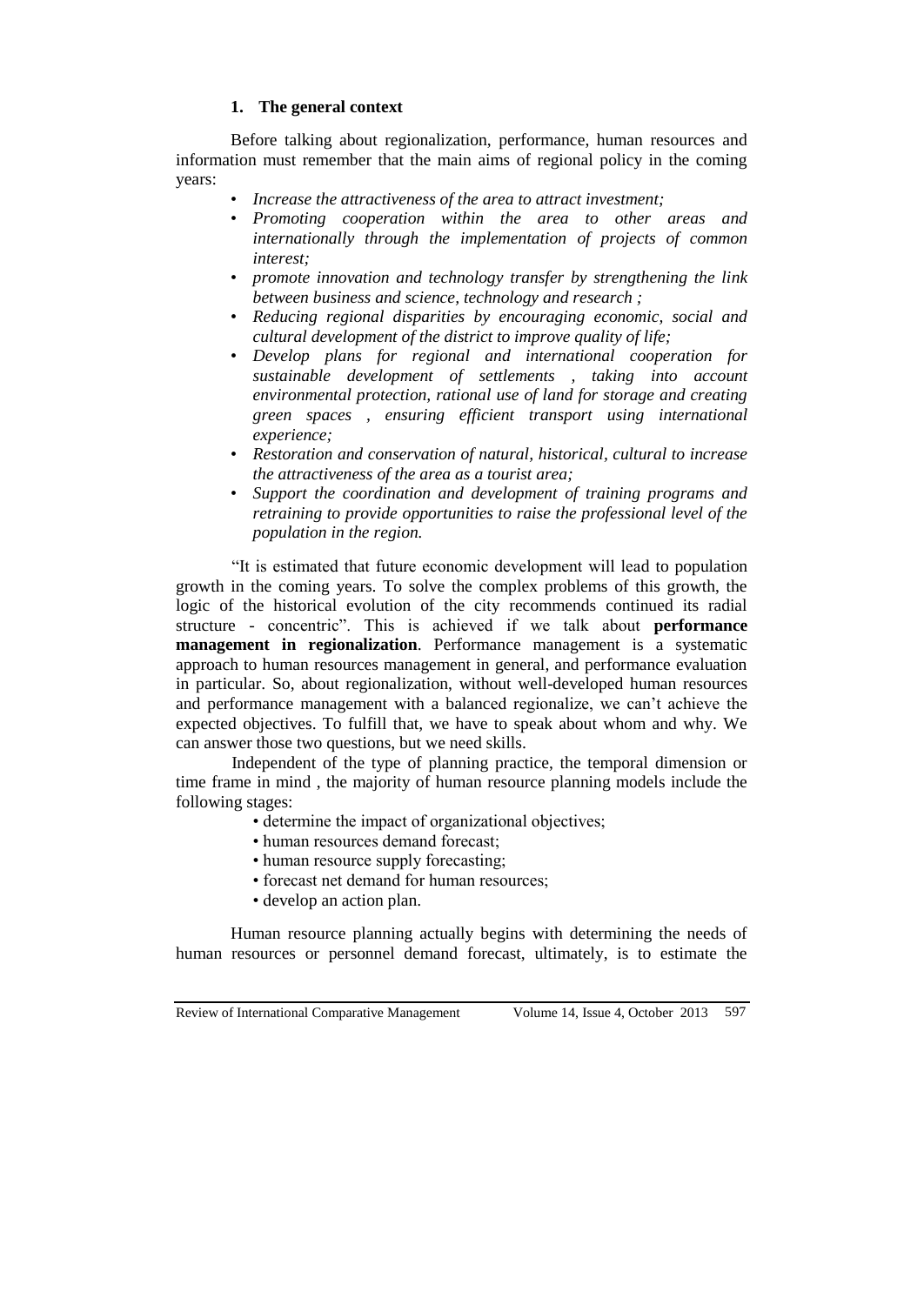## 1. The general context

Before talking about regionalization, performance, human resources and information must remember that the main aims of regional policy in the coming years:

- *Increase the attractiveness of the area to attract investment;*
- *Promoting cooperation within the area to other areas and internationally through the implementation of projects of common interest;*
- *promote innovation and technology transfer by strengthening the link between business and science, technology and research ;*
- *Reducing regional disparities by encouraging economic, social and cultural development of the district to improve quality of life;*
- *Develop plans for regional and international cooperation for sustainable development of settlements , taking into account environmental protection, rational use of land for storage and creating green spaces , ensuring efficient transport using international experience;*
- *Restoration and conservation of natural, historical, cultural to increase the attractiveness of the area as a tourist area;*
- *Support the coordination and development of training programs and retraining to provide opportunities to raise the professional level of the population in the region.*

"It is estimated that future economic development will lead to population growth in the coming years. To solve the complex problems of this growth, the logic of the historical evolution of the city recommends continued its radial structure - concentric". This is achieved if we talk about **performance management in regionalization**. Performance management is a systematic approach to human resources management in general, and performance evaluation in particular. So, about regionalization, without well-developed human resources and performance management with a balanced regionalize, we can't achieve the expected objectives. To fulfill that, we have to speak about whom and why. We can answer those two questions, but we need skills.

Independent of the type of planning practice, the temporal dimension or time frame in mind , the majority of human resource planning models include the following stages:

- determine the impact of organizational objectives;
- human resources demand forecast;
- human resource supply forecasting;
- forecast net demand for human resources;
- develop an action plan.

Human resource planning actually begins with determining the needs of human resources or personnel demand forecast, ultimately, is to estimate the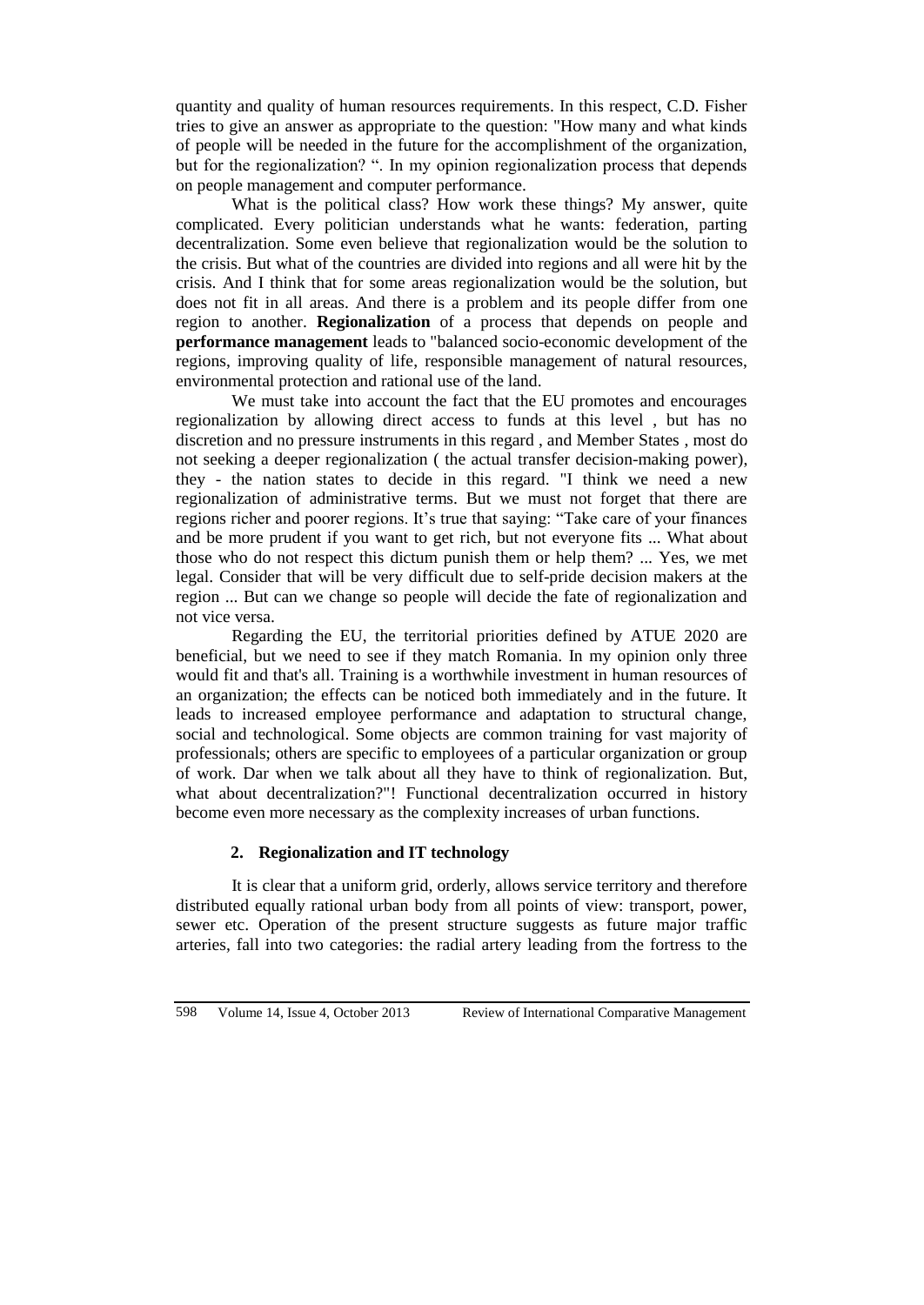quantity and quality of human resources requirements. In this respect, C.D. Fisher tries to give an answer as appropriate to the question: "How many and what kinds of people will be needed in the future for the accomplishment of the organization, but for the regionalization? ". In my opinion regionalization process that depends on people management and computer performance.

What is the political class? How work these things? My answer, quite complicated. Every politician understands what he wants: federation, parting decentralization. Some even believe that regionalization would be the solution to the crisis. But what of the countries are divided into regions and all were hit by the crisis. And I think that for some areas regionalization would be the solution, but does not fit in all areas. And there is a problem and its people differ from one region to another. **Regionalization** of a process that depends on people and **performance management** leads to "balanced socio-economic development of the regions, improving quality of life, responsible management of natural resources, environmental protection and rational use of the land.

We must take into account the fact that the EU promotes and encourages regionalization by allowing direct access to funds at this level , but has no discretion and no pressure instruments in this regard , and Member States , most do not seeking a deeper regionalization ( the actual transfer decision-making power), they - the nation states to decide in this regard. "I think we need a new regionalization of administrative terms. But we must not forget that there are regions richer and poorer regions. It's true that saying: "Take care of your finances and be more prudent if you want to get rich, but not everyone fits ... What about those who do not respect this dictum punish them or help them? ... Yes, we met legal. Consider that will be very difficult due to self-pride decision makers at the region ... But can we change so people will decide the fate of regionalization and not vice versa.

Regarding the EU, the territorial priorities defined by ATUE 2020 are beneficial, but we need to see if they match Romania. In my opinion only three would fit and that's all. Training is a worthwhile investment in human resources of an organization; the effects can be noticed both immediately and in the future. It leads to increased employee performance and adaptation to structural change, social and technological. Some objects are common training for vast majority of professionals; others are specific to employees of a particular organization or group of work. Dar when we talk about all they have to think of regionalization. But, what about decentralization?"! Functional decentralization occurred in history become even more necessary as the complexity increases of urban functions.

## 2. Regionalization and IT technology

It is clear that a uniform grid, orderly, allows service territory and therefore distributed equally rational urban body from all points of view: transport, power, sewer etc. Operation of the present structure suggests as future major traffic arteries, fall into two categories: the radial artery leading from the fortress to the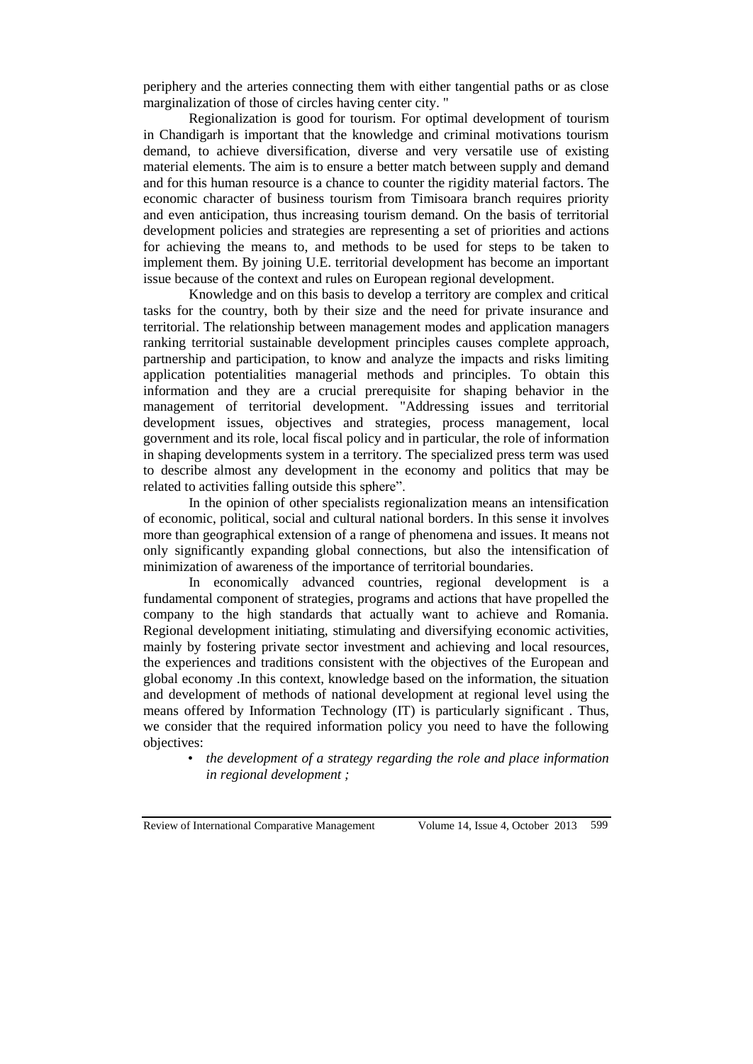periphery and the arteries connecting them with either tangential paths or as close marginalization of those of circles having center city. "

Regionalization is good for tourism. For optimal development of tourism in Chandigarh is important that the knowledge and criminal motivations tourism demand, to achieve diversification, diverse and very versatile use of existing material elements. The aim is to ensure a better match between supply and demand and for this human resource is a chance to counter the rigidity material factors. The economic character of business tourism from Timisoara branch requires priority and even anticipation, thus increasing tourism demand. On the basis of territorial development policies and strategies are representing a set of priorities and actions for achieving the means to, and methods to be used for steps to be taken to implement them. By joining U.E. territorial development has become an important issue because of the context and rules on European regional development.

Knowledge and on this basis to develop a territory are complex and critical tasks for the country, both by their size and the need for private insurance and territorial. The relationship between management modes and application managers ranking territorial sustainable development principles causes complete approach, partnership and participation, to know and analyze the impacts and risks limiting application potentialities managerial methods and principles. To obtain this information and they are a crucial prerequisite for shaping behavior in the management of territorial development. "Addressing issues and territorial development issues, objectives and strategies, process management, local government and its role, local fiscal policy and in particular, the role of information in shaping developments system in a territory. The specialized press term was used to describe almost any development in the economy and politics that may be related to activities falling outside this sphere".

In the opinion of other specialists regionalization means an intensification of economic, political, social and cultural national borders. In this sense it involves more than geographical extension of a range of phenomena and issues. It means not only significantly expanding global connections, but also the intensification of minimization of awareness of the importance of territorial boundaries.

In economically advanced countries, regional development is a fundamental component of strategies, programs and actions that have propelled the company to the high standards that actually want to achieve and Romania. Regional development initiating, stimulating and diversifying economic activities, mainly by fostering private sector investment and achieving and local resources, the experiences and traditions consistent with the objectives of the European and global economy .In this context, knowledge based on the information, the situation and development of methods of national development at regional level using the means offered by Information Technology (IT) is particularly significant . Thus, we consider that the required information policy you need to have the following objectives:

- *the development of a strategy regarding the role and place information in regional development ;*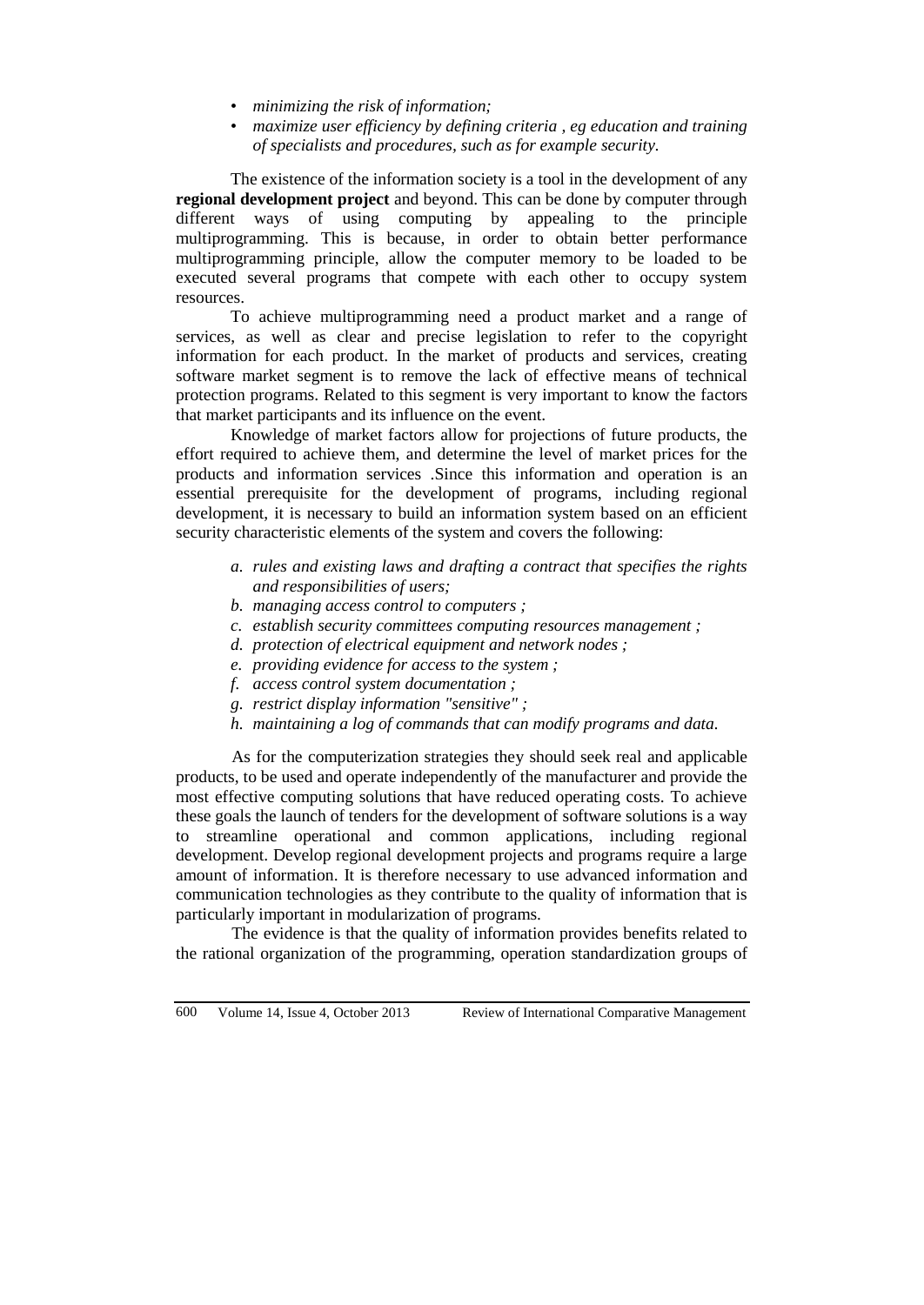- *minimizing the risk of information;*
- *maximize user efficiency by defining criteria , eg education and training of specialists and procedures, such as for example security.*

The existence of the information society is a tool in the development of any **regional development project** and beyond. This can be done by computer through different ways of using computing by appealing to the principle multiprogramming. This is because, in order to obtain better performance multiprogramming principle, allow the computer memory to be loaded to be executed several programs that compete with each other to occupy system resources.

To achieve multiprogramming need a product market and a range of services, as well as clear and precise legislation to refer to the copyright information for each product. In the market of products and services, creating software market segment is to remove the lack of effective means of technical protection programs. Related to this segment is very important to know the factors that market participants and its influence on the event.

Knowledge of market factors allow for projections of future products, the effort required to achieve them, and determine the level of market prices for the products and information services .Since this information and operation is an essential prerequisite for the development of programs, including regional development, it is necessary to build an information system based on an efficient security characteristic elements of the system and covers the following:

*a. rules and existing laws and drafting a contract that specifies the rights and responsibilities of users;*
*b. managing access control to computers ;*
*c. establish security committees computing resources management ;*
*d. protection of electrical equipment and network nodes ;*
*e. providing evidence for access to the system ;*
*f. access control system documentation ;*
*g. restrict display information "sensitive" ;*
*h. maintaining a log of commands that can modify programs and data.*

As for the computerization strategies they should seek real and applicable products, to be used and operate independently of the manufacturer and provide the most effective computing solutions that have reduced operating costs. To achieve these goals the launch of tenders for the development of software solutions is a way to streamline operational and common applications, including regional development. Develop regional development projects and programs require a large amount of information. It is therefore necessary to use advanced information and communication technologies as they contribute to the quality of information that is particularly important in modularization of programs.

The evidence is that the quality of information provides benefits related to the rational organization of the programming, operation standardization groups of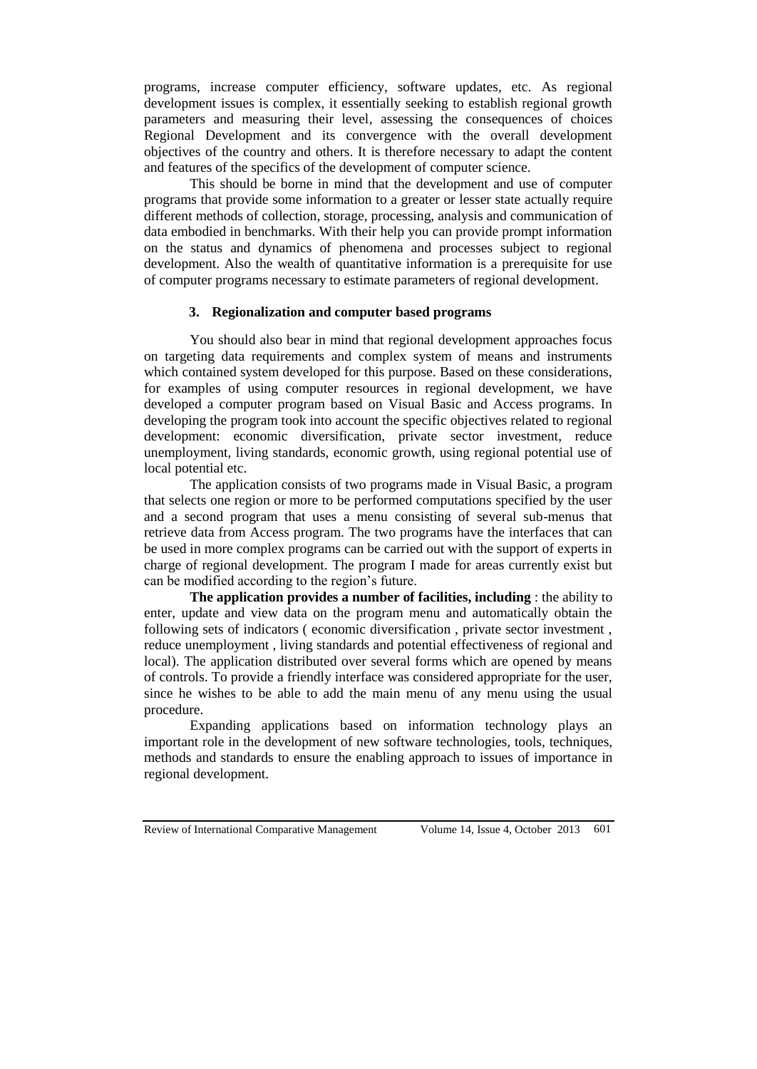programs, increase computer efficiency, software updates, etc. As regional development issues is complex, it essentially seeking to establish regional growth parameters and measuring their level, assessing the consequences of choices Regional Development and its convergence with the overall development objectives of the country and others. It is therefore necessary to adapt the content and features of the specifics of the development of computer science.

This should be borne in mind that the development and use of computer programs that provide some information to a greater or lesser state actually require different methods of collection, storage, processing, analysis and communication of data embodied in benchmarks. With their help you can provide prompt information on the status and dynamics of phenomena and processes subject to regional development. Also the wealth of quantitative information is a prerequisite for use of computer programs necessary to estimate parameters of regional development.

## 3. Regionalization and computer based programs

You should also bear in mind that regional development approaches focus on targeting data requirements and complex system of means and instruments which contained system developed for this purpose. Based on these considerations, for examples of using computer resources in regional development, we have developed a computer program based on Visual Basic and Access programs. In developing the program took into account the specific objectives related to regional development: economic diversification, private sector investment, reduce unemployment, living standards, economic growth, using regional potential use of local potential etc.

The application consists of two programs made in Visual Basic, a program that selects one region or more to be performed computations specified by the user and a second program that uses a menu consisting of several sub-menus that retrieve data from Access program. The two programs have the interfaces that can be used in more complex programs can be carried out with the support of experts in charge of regional development. The program I made for areas currently exist but can be modified according to the region's future.

**The application provides a number of facilities, including** : the ability to enter, update and view data on the program menu and automatically obtain the following sets of indicators ( economic diversification , private sector investment , reduce unemployment , living standards and potential effectiveness of regional and local). The application distributed over several forms which are opened by means of controls. To provide a friendly interface was considered appropriate for the user, since he wishes to be able to add the main menu of any menu using the usual procedure.

Expanding applications based on information technology plays an important role in the development of new software technologies, tools, techniques, methods and standards to ensure the enabling approach to issues of importance in regional development.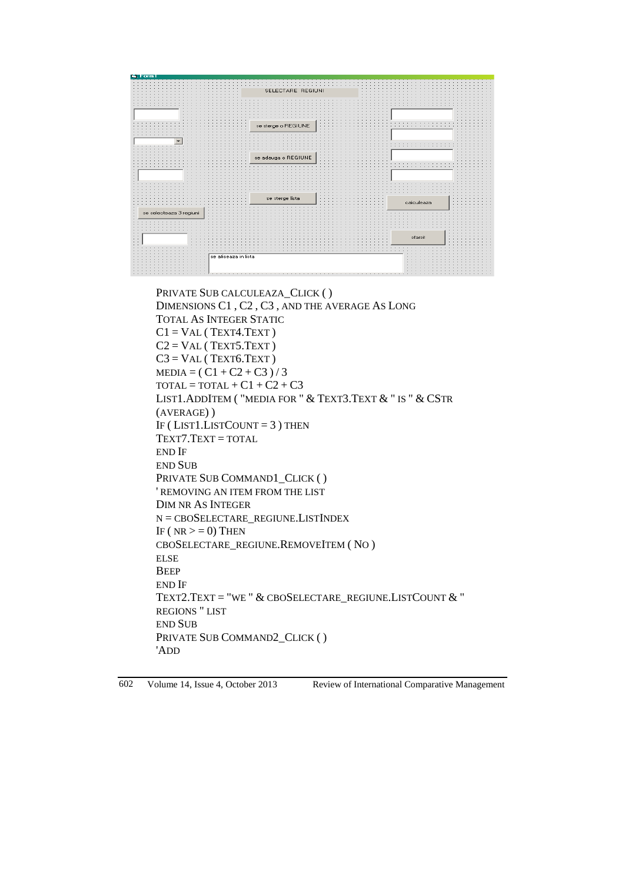Form1

SELECTARE REGIUNI

se sterge o REGIUNE

se adauga o REGIUNE

se sterge lista

calculeaza

se selecteaza 3 regiuni

sfarsit

se afiseaza in lista

```
PRIVATE SUB CALCULEAZA_CLICK ( )
DIMENSIONS C1 , C2 , C3 , AND THE AVERAGE AS LONG
TOTAL AS INTEGER STATIC
C1 = VAL ( TEXT4.TEXT )
C2 = VAL ( TEXT5.TEXT )
C3 = VAL ( TEXT6.TEXT )
MEDIA = ( C1 + C2 + C3 ) / 3
TOTAL = TOTAL + C1 + C2 + C3
LIST1.ADDITEM ( "MEDIA FOR " & TEXT3.TEXT & " IS " & CSTR
(AVERAGE) )
IF ( LIST1.LISTCOUNT = 3 ) THEN
TEXT7.TEXT = TOTAL
END IF
END SUB
PRIVATE SUB COMMAND1_CLICK ( )
' REMOVING AN ITEM FROM THE LIST
DIM NR AS INTEGER
N = CBOSELECTARE_REGIUNE.LISTINDEX
IF ( NR > = 0) THEN
CBOSELECTARE_REGIUNE.REMOVEITEM ( NO )
ELSE
BEEP
END IF
TEXT2.TEXT = "WE " & CBOSELECTARE_REGIUNE.LISTCOUNT & "
REGIONS " LIST
END SUB
PRIVATE SUB COMMAND2_CLICK ( )
'ADD
```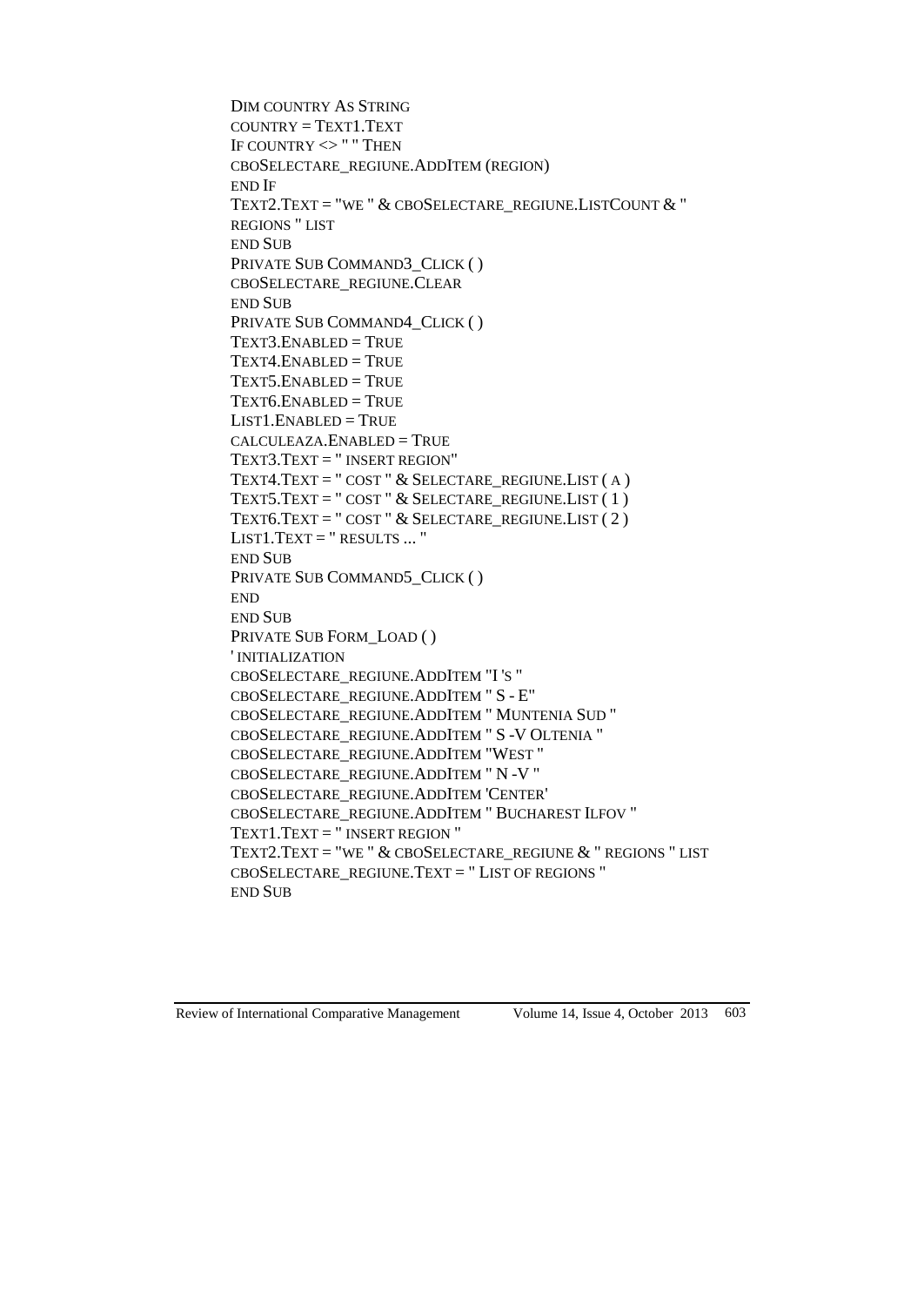```
DIM COUNTRY AS STRING
COUNTRY = TEXT1.TEXT
IF COUNTRY <> " " THEN
CBOSELECTARE_REGIUNE.ADDITEM (REGION)
END IF
TEXT2.TEXT = "WE " & CBOSELECTARE_REGIUNE.LISTCOUNT & "
REGIONS " LIST
END SUB
PRIVATE SUB COMMAND3_CLICK ( )
CBOSELECTARE_REGIUNE.CLEAR
END SUB
PRIVATE SUB COMMAND4_CLICK ( )
TEXT3.ENABLED = TRUE
TEXT4.ENABLED = TRUE
TEXT5.ENABLED = TRUE
TEXT6.ENABLED = TRUE
LIST1.ENABLED = TRUE
CALCULEAZA.ENABLED = TRUE
TEXT3.TEXT = " INSERT REGION"
TEXT4.TEXT = " COST " & SELECTARE_REGIUNE.LIST ( A )
TEXT5.TEXT = " COST " & SELECTARE_REGIUNE.LIST ( 1 )
TEXT6.TEXT = " COST " & SELECTARE_REGIUNE.LIST ( 2 )
LIST1.TEXT = " RESULTS ... "
END SUB
PRIVATE SUB COMMAND5_CLICK ( )
END
END SUB
PRIVATE SUB FORM_LOAD ( )
' INITIALIZATION
CBOSELECTARE_REGIUNE.ADDITEM "I 'S "
CBOSELECTARE_REGIUNE.ADDITEM " S - E"
CBOSELECTARE_REGIUNE.ADDITEM " MUNTENIA SUD "
CBOSELECTARE_REGIUNE.ADDITEM " S -V OLTENIA "
CBOSELECTARE_REGIUNE.ADDITEM "WEST "
CBOSELECTARE_REGIUNE.ADDITEM " N -V "
CBOSELECTARE_REGIUNE.ADDITEM 'CENTER'
CBOSELECTARE_REGIUNE.ADDITEM " BUCHAREST ILFOV "
TEXT1.TEXT = " INSERT REGION "
TEXT2.TEXT = "WE " & CBOSELECTARE_REGIUNE & " REGIONS " LIST
CBOSELECTARE_REGIUNE.TEXT = " LIST OF REGIONS "
END SUB
```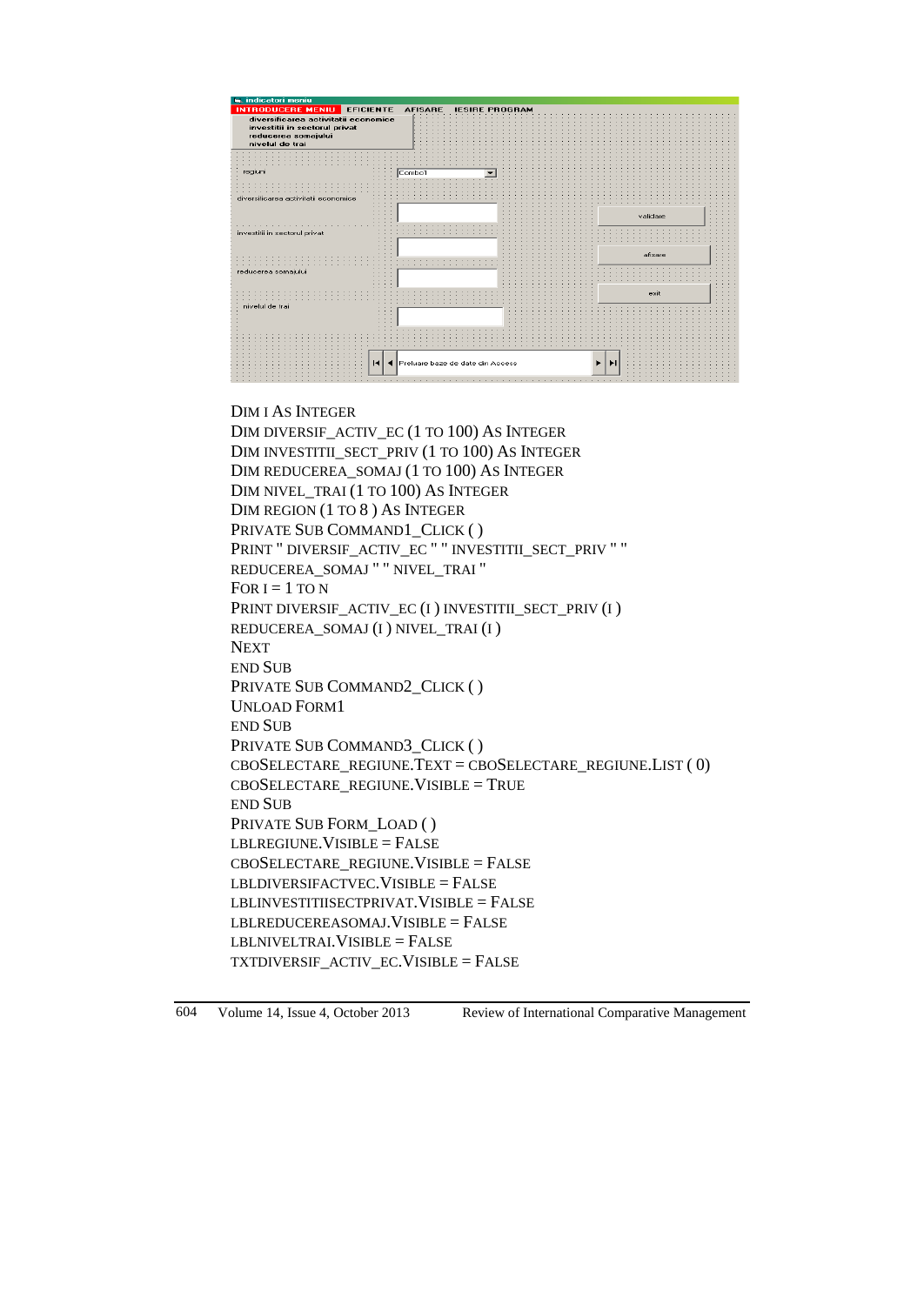```
DIM I AS INTEGER
DIM DIVERSIF_ACTIV_EC (1 TO 100) AS INTEGER
DIM INVESTITII_SECT_PRIV (1 TO 100) AS INTEGER
DIM REDUCEREA_SOMAJ (1 TO 100) AS INTEGER
DIM NIVEL_TRAI (1 TO 100) AS INTEGER
DIM REGION (1 TO 8 ) AS INTEGER
PRIVATE SUB COMMAND1_CLICK ( )
PRINT " DIVERSIF_ACTIV_EC " " INVESTITII_SECT_PRIV " "
REDUCEREA_SOMAJ " " NIVEL_TRAI "
FOR I = 1 TO N
PRINT DIVERSIF_ACTIV_EC (I ) INVESTITII_SECT_PRIV (I )
REDUCEREA_SOMAJ (I ) NIVEL_TRAI (I )
NEXT
END SUB
PRIVATE SUB COMMAND2_CLICK ( )
UNLOAD FORM1
END SUB
PRIVATE SUB COMMAND3_CLICK ( )
CBOSELECTARE_REGIUNE.TEXT = CBOSELECTARE_REGIUNE.LIST ( 0)
CBOSELECTARE_REGIUNE.VISIBLE = TRUE
END SUB
PRIVATE SUB FORM_LOAD ( )
LBLREGIUNE.VISIBLE = FALSE
CBOSELECTARE_REGIUNE.VISIBLE = FALSE
LBLDIVERSIFACTVEC.VISIBLE = FALSE
LBLINVESTITIISECTPRIVAT.VISIBLE = FALSE
LBLREDUCEREASOMAJ.VISIBLE = FALSE
LBLNIVELTRAI.VISIBLE = FALSE
TXTDIVERSIF_ACTIV_EC.VISIBLE = FALSE
```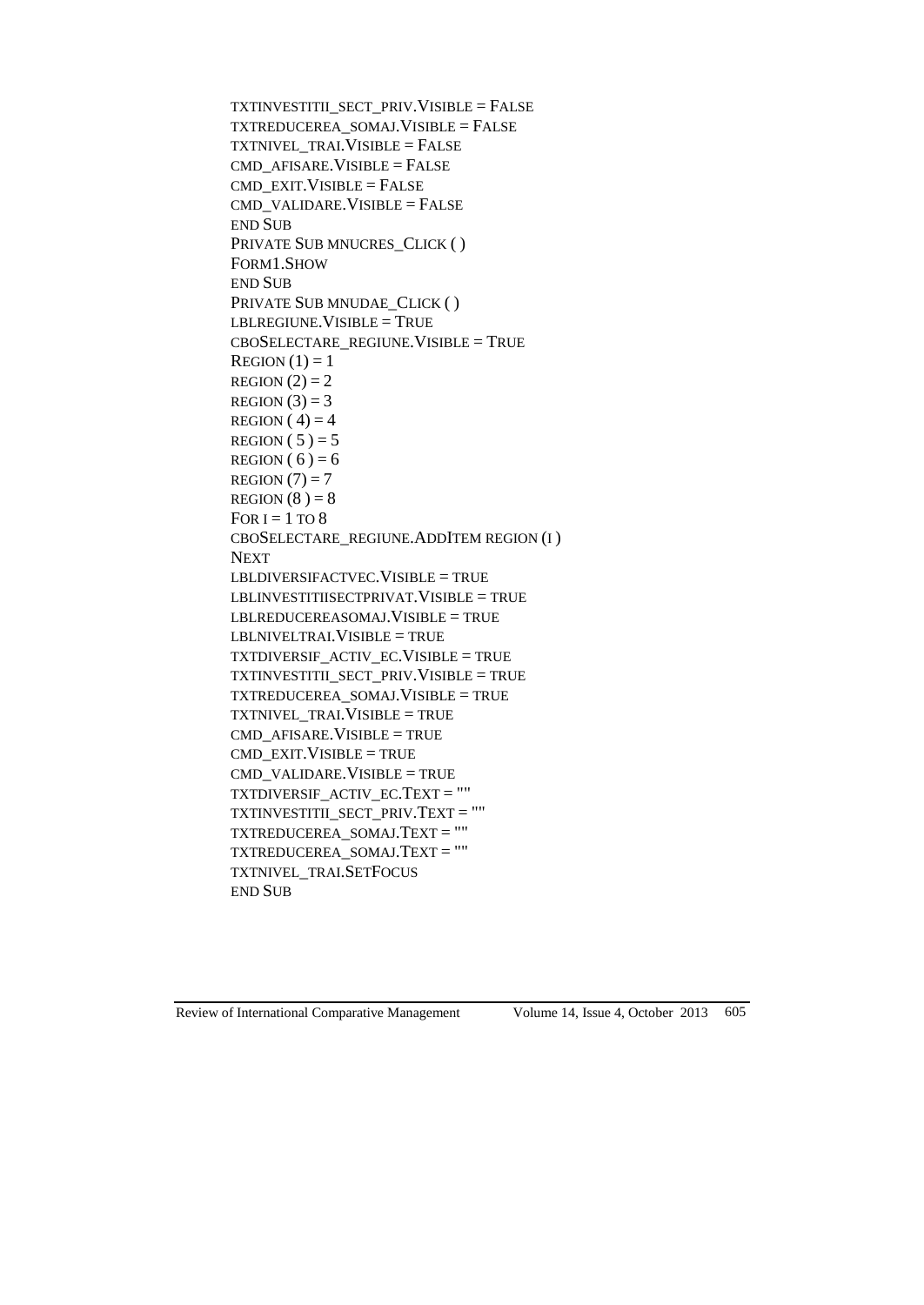```
TXTINVESTITII_SECT_PRIV.VISIBLE = FALSE
TXTREDUCEREA_SOMAJ.VISIBLE = FALSE
TXTNIVEL_TRAI.VISIBLE = FALSE
CMD_AFISARE.VISIBLE = FALSE
CMD_EXIT.VISIBLE = FALSE
CMD_VALIDARE.VISIBLE = FALSE
END SUB
PRIVATE SUB MNUCRES_CLICK ( )
FORM1.SHOW
END SUB
PRIVATE SUB MNUDAE_CLICK ( )
LBLREGIUNE.VISIBLE = TRUE
CBOSELECTARE_REGIUNE.VISIBLE = TRUE
REGION (1) = 1
REGION (2) = 2
REGION (3) = 3
REGION ( 4) = 4
REGION ( 5 ) = 5
REGION ( 6 ) = 6
REGION (7) = 7
REGION (8 ) = 8
FOR I = 1 TO 8
CBOSELECTARE_REGIUNE.ADDITEM REGION (I )
NEXT
LBLDIVERSIFACTVEC.VISIBLE = TRUE
LBLINVESTITIISECTPRIVAT.VISIBLE = TRUE
LBLREDUCEREASOMAJ.VISIBLE = TRUE
LBLNIVELTRAI.VISIBLE = TRUE
TXTDIVERSIF_ACTIV_EC.VISIBLE = TRUE
TXTINVESTITII_SECT_PRIV.VISIBLE = TRUE
TXTREDUCEREA_SOMAJ.VISIBLE = TRUE
TXTNIVEL_TRAI.VISIBLE = TRUE
CMD_AFISARE.VISIBLE = TRUE
CMD_EXIT.VISIBLE = TRUE
CMD_VALIDARE.VISIBLE = TRUE
TXTDIVERSIF_ACTIV_EC.TEXT = ""
TXTINVESTITII_SECT_PRIV.TEXT = ""
TXTREDUCEREA_SOMAJ.TEXT = ""
TXTREDUCEREA_SOMAJ.TEXT = ""
TXTNIVEL_TRAI.SETFOCUS
END SUB
```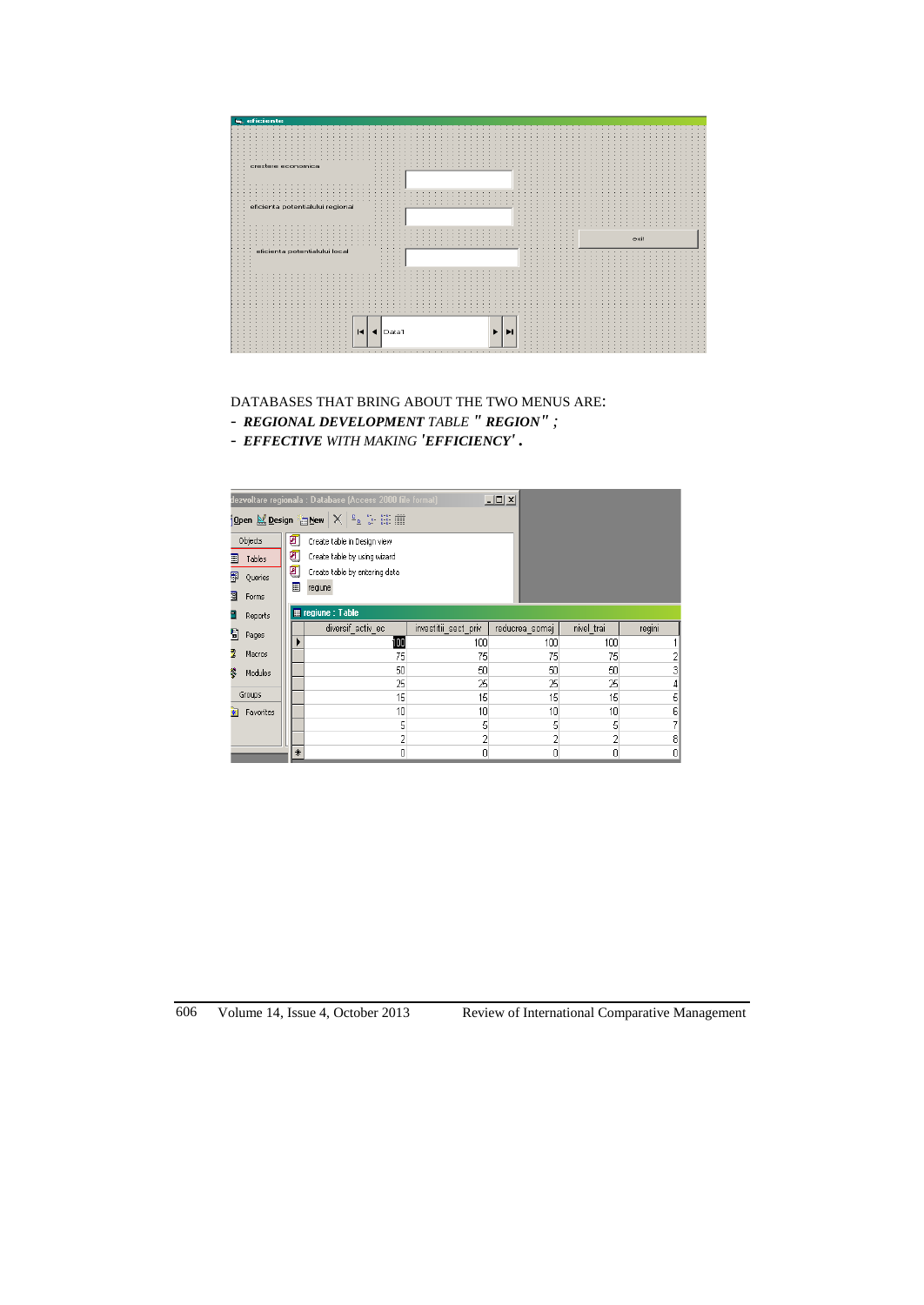DATABASES THAT BRING ABOUT THE TWO MENUS ARE:

- ***REGIONAL DEVELOPMENT*** *TABLE* ***" REGION"*** *;*
- ***EFFECTIVE*** *WITH MAKING* ***'EFFICIENCY'*** **.**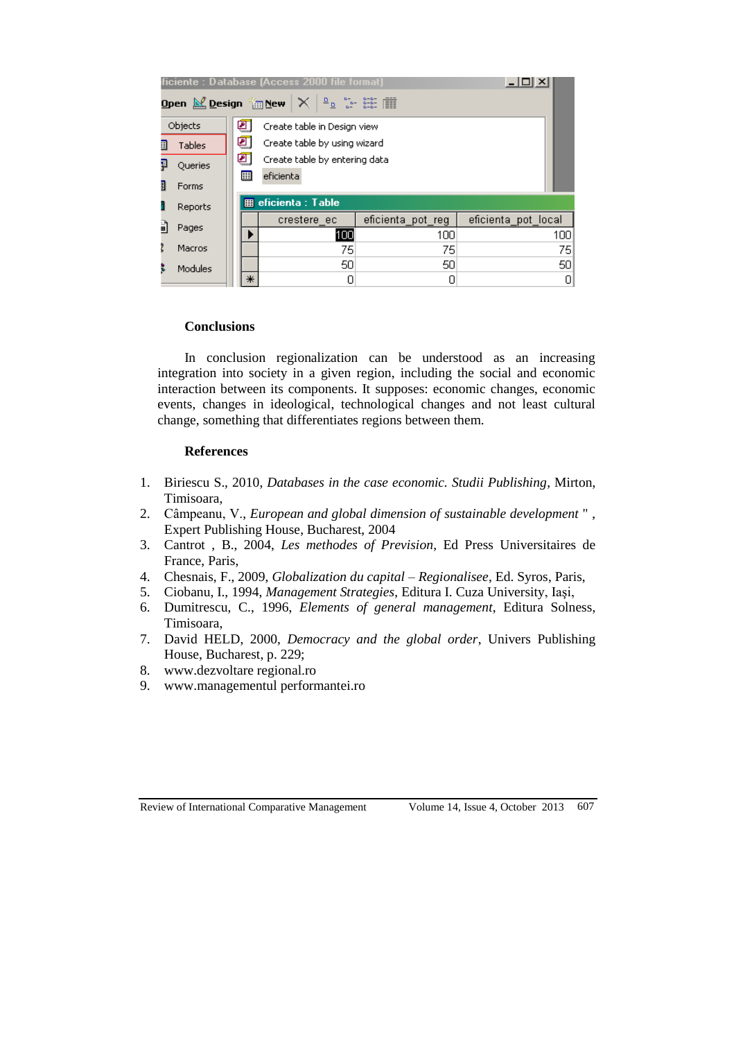| crestere_ec | eficienta_pot_reg | eficienta_pot_local |
|---|---|---|
| 100 | 100 | 100 |
| 75 | 75 | 75 |
| 50 | 50 | 50 |
| 0 | 0 | 0 |

## Conclusions

In conclusion regionalization can be understood as an increasing integration into society in a given region, including the social and economic interaction between its components. It supposes: economic changes, economic events, changes in ideological, technological changes and not least cultural change, something that differentiates regions between them.

## References

1. Biriescu S., 2010, *Databases in the case economic. Studii Publishing*, Mirton, Timisoara,
2. Câmpeanu, V., *European and global dimension of sustainable development* " , Expert Publishing House, Bucharest, 2004
3. Cantrot , B., 2004, *Les methodes of Prevision*, Ed Press Universitaires de France, Paris,
4. Chesnais, F., 2009, *Globalization du capital – Regionalisee*, Ed. Syros, Paris,
5. Ciobanu, I., 1994, *Management Strategies*, Editura I. Cuza University, Iași,
6. Dumitrescu, C., 1996, *Elements of general management*, Editura Solness, Timisoara,
7. David HELD, 2000, *Democracy and the global order*, Univers Publishing House, Bucharest, p. 229;
8. www.dezvoltare regional.ro
9. www.managementul performantei.ro